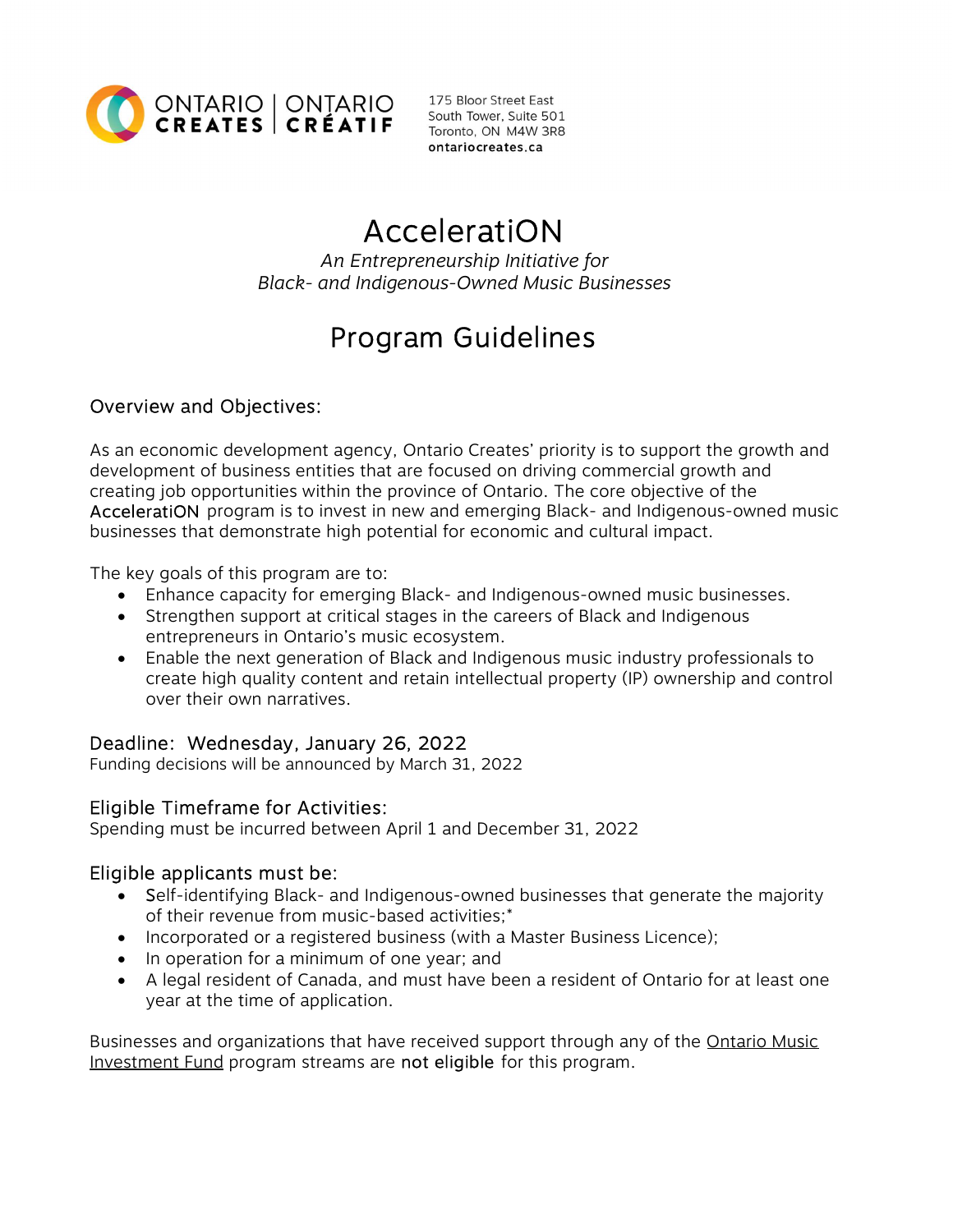ONTARIO CREATES | ONTARIO CRÉATIF

175 Bloor Street East
South Tower, Suite 501
Toronto, ON M4W 3R8
**ontariocreates.ca**

# AcceleratiON

*An Entrepreneurship Initiative for*
*Black- and Indigenous-Owned Music Businesses*

# Program Guidelines

## Overview and Objectives:

As an economic development agency, Ontario Creates' priority is to support the growth and development of business entities that are focused on driving commercial growth and creating job opportunities within the province of Ontario. The core objective of the AcceleratiON program is to invest in new and emerging Black- and Indigenous-owned music businesses that demonstrate high potential for economic and cultural impact.

The key goals of this program are to:

- Enhance capacity for emerging Black- and Indigenous-owned music businesses.
- Strengthen support at critical stages in the careers of Black and Indigenous entrepreneurs in Ontario's music ecosystem.
- Enable the next generation of Black and Indigenous music industry professionals to create high quality content and retain intellectual property (IP) ownership and control over their own narratives.

## Deadline: Wednesday, January 26, 2022

Funding decisions will be announced by March 31, 2022

## Eligible Timeframe for Activities:

Spending must be incurred between April 1 and December 31, 2022

## Eligible applicants must be:

- Self-identifying Black- and Indigenous-owned businesses that generate the majority of their revenue from music-based activities;*
- Incorporated or a registered business (with a Master Business Licence);
- In operation for a minimum of one year; and
- A legal resident of Canada, and must have been a resident of Ontario for at least one year at the time of application.

Businesses and organizations that have received support through any of the Ontario Music Investment Fund program streams are **not eligible** for this program.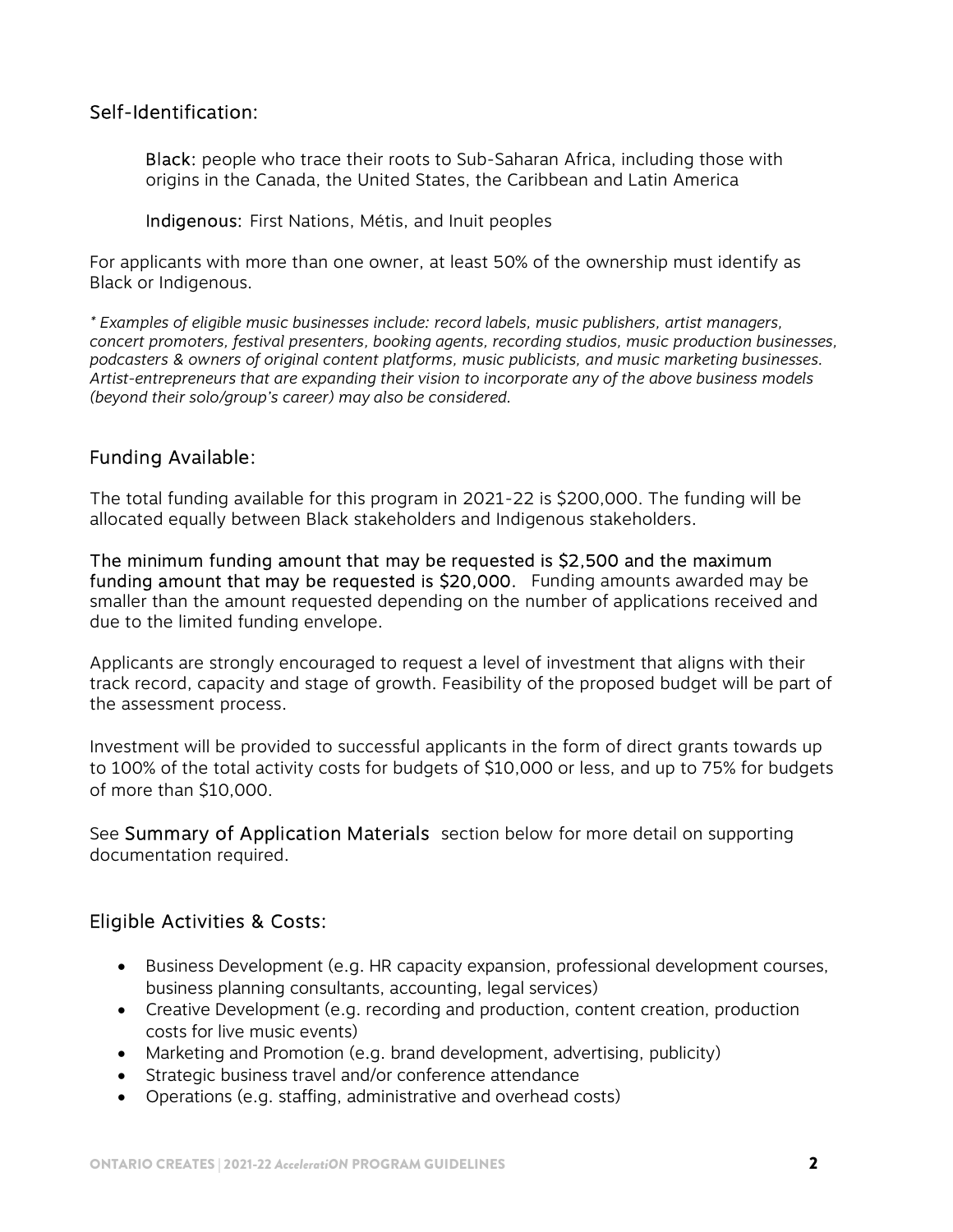## Self-Identification:

> **Black:** people who trace their roots to Sub-Saharan Africa, including those with origins in the Canada, the United States, the Caribbean and Latin America
>
> **Indigenous:** First Nations, Métis, and Inuit peoples

For applicants with more than one owner, at least 50% of the ownership must identify as Black or Indigenous.

*\* Examples of eligible music businesses include: record labels, music publishers, artist managers, concert promoters, festival presenters, booking agents, recording studios, music production businesses, podcasters & owners of original content platforms, music publicists, and music marketing businesses. Artist-entrepreneurs that are expanding their vision to incorporate any of the above business models (beyond their solo/group's career) may also be considered.*

## Funding Available:

The total funding available for this program in 2021-22 is $200,000. The funding will be allocated equally between Black stakeholders and Indigenous stakeholders.

**The minimum funding amount that may be requested is $2,500 and the maximum funding amount that may be requested is $20,000.** Funding amounts awarded may be smaller than the amount requested depending on the number of applications received and due to the limited funding envelope.

Applicants are strongly encouraged to request a level of investment that aligns with their track record, capacity and stage of growth. Feasibility of the proposed budget will be part of the assessment process.

Investment will be provided to successful applicants in the form of direct grants towards up to 100% of the total activity costs for budgets of $10,000 or less, and up to 75% for budgets of more than $10,000.

See **Summary of Application Materials** section below for more detail on supporting documentation required.

## Eligible Activities & Costs:

- Business Development (e.g. HR capacity expansion, professional development courses, business planning consultants, accounting, legal services)
- Creative Development (e.g. recording and production, content creation, production costs for live music events)
- Marketing and Promotion (e.g. brand development, advertising, publicity)
- Strategic business travel and/or conference attendance
- Operations (e.g. staffing, administrative and overhead costs)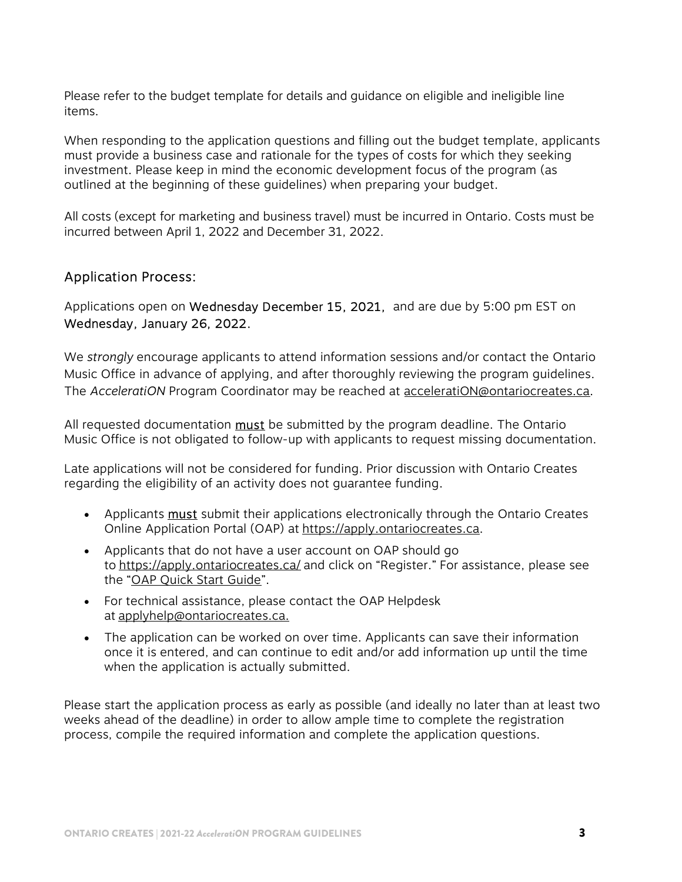Please refer to the budget template for details and guidance on eligible and ineligible line items.

When responding to the application questions and filling out the budget template, applicants must provide a business case and rationale for the types of costs for which they seeking investment. Please keep in mind the economic development focus of the program (as outlined at the beginning of these guidelines) when preparing your budget.

All costs (except for marketing and business travel) must be incurred in Ontario. Costs must be incurred between April 1, 2022 and December 31, 2022.

## Application Process:

Applications open on Wednesday December 15, 2021, and are due by 5:00 pm EST on Wednesday, January 26, 2022.

We *strongly* encourage applicants to attend information sessions and/or contact the Ontario Music Office in advance of applying, and after thoroughly reviewing the program guidelines. The *AcceleratiON* Program Coordinator may be reached at acceleratiON@ontariocreates.ca.

All requested documentation must be submitted by the program deadline. The Ontario Music Office is not obligated to follow-up with applicants to request missing documentation.

Late applications will not be considered for funding. Prior discussion with Ontario Creates regarding the eligibility of an activity does not guarantee funding.

- Applicants must submit their applications electronically through the Ontario Creates Online Application Portal (OAP) at https://apply.ontariocreates.ca.
- Applicants that do not have a user account on OAP should go to https://apply.ontariocreates.ca/ and click on "Register." For assistance, please see the "OAP Quick Start Guide".
- For technical assistance, please contact the OAP Helpdesk at applyhelp@ontariocreates.ca.
- The application can be worked on over time. Applicants can save their information once it is entered, and can continue to edit and/or add information up until the time when the application is actually submitted.

Please start the application process as early as possible (and ideally no later than at least two weeks ahead of the deadline) in order to allow ample time to complete the registration process, compile the required information and complete the application questions.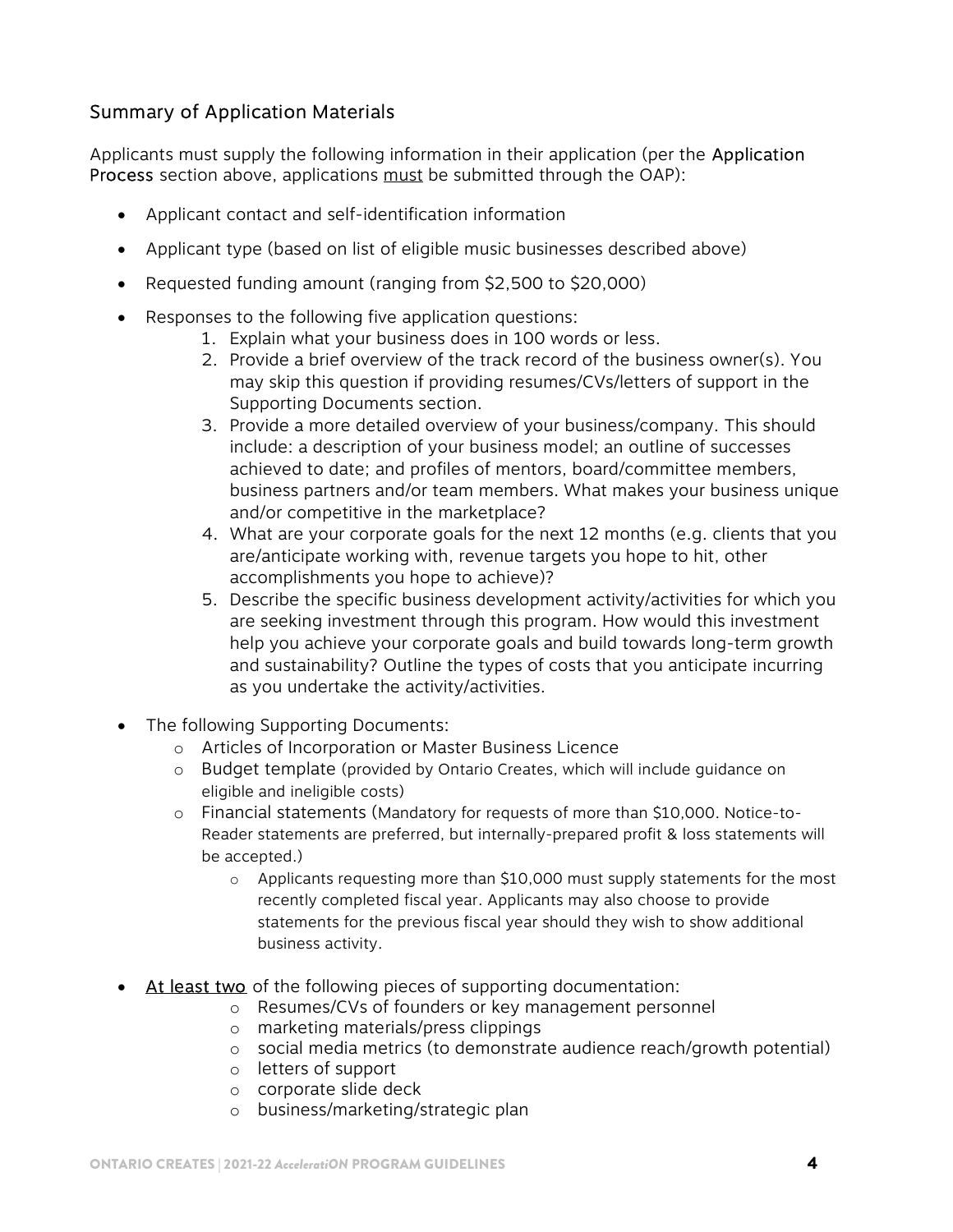## Summary of Application Materials

Applicants must supply the following information in their application (per the **Application Process** section above, applications <u>must</u> be submitted through the OAP):

- Applicant contact and self-identification information
- Applicant type (based on list of eligible music businesses described above)
- Requested funding amount (ranging from $2,500 to $20,000)
- Responses to the following five application questions:
    1. Explain what your business does in 100 words or less.
    2. Provide a brief overview of the track record of the business owner(s). You may skip this question if providing resumes/CVs/letters of support in the Supporting Documents section.
    3. Provide a more detailed overview of your business/company. This should include: a description of your business model; an outline of successes achieved to date; and profiles of mentors, board/committee members, business partners and/or team members. What makes your business unique and/or competitive in the marketplace?
    4. What are your corporate goals for the next 12 months (e.g. clients that you are/anticipate working with, revenue targets you hope to hit, other accomplishments you hope to achieve)?
    5. Describe the specific business development activity/activities for which you are seeking investment through this program. How would this investment help you achieve your corporate goals and build towards long-term growth and sustainability? Outline the types of costs that you anticipate incurring as you undertake the activity/activities.
- The following Supporting Documents:
    - Articles of Incorporation or Master Business Licence
    - Budget template (provided by Ontario Creates, which will include guidance on eligible and ineligible costs)
    - Financial statements (Mandatory for requests of more than $10,000. Notice-to-Reader statements are preferred, but internally-prepared profit & loss statements will be accepted.)
        - Applicants requesting more than $10,000 must supply statements for the most recently completed fiscal year. Applicants may also choose to provide statements for the previous fiscal year should they wish to show additional business activity.
- <u>At least two</u> of the following pieces of supporting documentation:
    - Resumes/CVs of founders or key management personnel
    - marketing materials/press clippings
    - social media metrics (to demonstrate audience reach/growth potential)
    - letters of support
    - corporate slide deck
    - business/marketing/strategic plan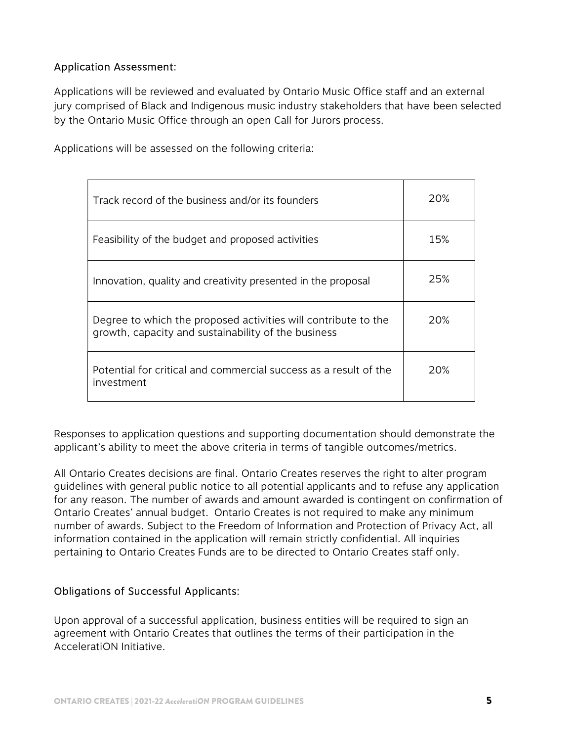### Application Assessment:

Applications will be reviewed and evaluated by Ontario Music Office staff and an external jury comprised of Black and Indigenous music industry stakeholders that have been selected by the Ontario Music Office through an open Call for Jurors process.

Applications will be assessed on the following criteria:

| Criteria | Weight |
|---|---|
| Track record of the business and/or its founders | 20% |
| Feasibility of the budget and proposed activities | 15% |
| Innovation, quality and creativity presented in the proposal | 25% |
| Degree to which the proposed activities will contribute to the growth, capacity and sustainability of the business | 20% |
| Potential for critical and commercial success as a result of the investment | 20% |

Responses to application questions and supporting documentation should demonstrate the applicant's ability to meet the above criteria in terms of tangible outcomes/metrics.

All Ontario Creates decisions are final. Ontario Creates reserves the right to alter program guidelines with general public notice to all potential applicants and to refuse any application for any reason. The number of awards and amount awarded is contingent on confirmation of Ontario Creates' annual budget. Ontario Creates is not required to make any minimum number of awards. Subject to the Freedom of Information and Protection of Privacy Act, all information contained in the application will remain strictly confidential. All inquiries pertaining to Ontario Creates Funds are to be directed to Ontario Creates staff only.

### Obligations of Successful Applicants:

Upon approval of a successful application, business entities will be required to sign an agreement with Ontario Creates that outlines the terms of their participation in the AcceleratiON Initiative.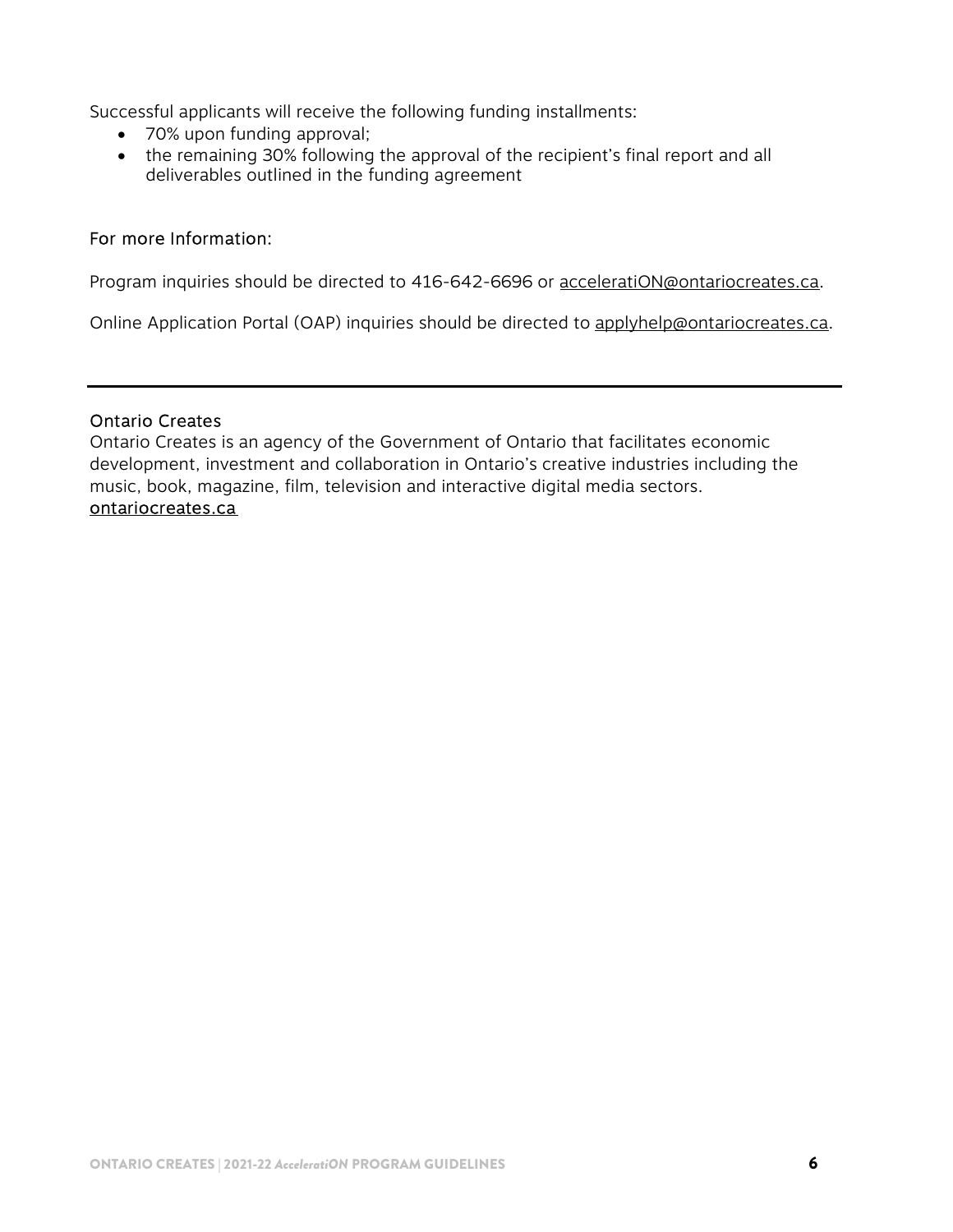Successful applicants will receive the following funding installments:

- 70% upon funding approval;
- the remaining 30% following the approval of the recipient's final report and all deliverables outlined in the funding agreement

## For more Information:

Program inquiries should be directed to 416-642-6696 or acceleratiON@ontariocreates.ca.

Online Application Portal (OAP) inquiries should be directed to applyhelp@ontariocreates.ca.

---

## Ontario Creates

Ontario Creates is an agency of the Government of Ontario that facilitates economic development, investment and collaboration in Ontario's creative industries including the music, book, magazine, film, television and interactive digital media sectors.
ontariocreates.ca